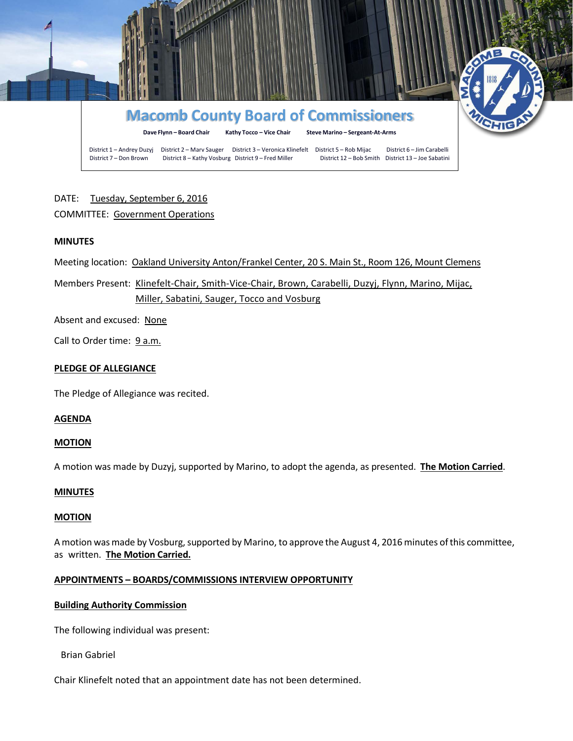# Macomb County Board of Commissioners

**Dave Flynn – Board Chair** **Kathy Tocco – Vice Chair** **Steve Marino – Sergeant-At-Arms**

District 1 – Andrey Duzyj District 2 – Marv Sauger District 3 – Veronica Klinefelt District 5 – Rob Mijac District 6 – Jim Carabelli
District 7 – Don Brown District 8 – Kathy Vosburg District 9 – Fred Miller District 12 – Bob Smith District 13 – Joe Sabatini

DATE: Tuesday, September 6, 2016

COMMITTEE: Government Operations

**MINUTES**

Meeting location: Oakland University Anton/Frankel Center, 20 S. Main St., Room 126, Mount Clemens

Members Present: Klinefelt-Chair, Smith-Vice-Chair, Brown, Carabelli, Duzyj, Flynn, Marino, Mijac, Miller, Sabatini, Sauger, Tocco and Vosburg

Absent and excused: None

Call to Order time: 9 a.m.

**PLEDGE OF ALLEGIANCE**

The Pledge of Allegiance was recited.

**AGENDA**

**MOTION**

A motion was made by Duzyj, supported by Marino, to adopt the agenda, as presented. **The Motion Carried**.

**MINUTES**

**MOTION**

A motion was made by Vosburg, supported by Marino, to approve the August 4, 2016 minutes of this committee, as written. **The Motion Carried.**

**APPOINTMENTS – BOARDS/COMMISSIONS INTERVIEW OPPORTUNITY**

**Building Authority Commission**

The following individual was present:

Brian Gabriel

Chair Klinefelt noted that an appointment date has not been determined.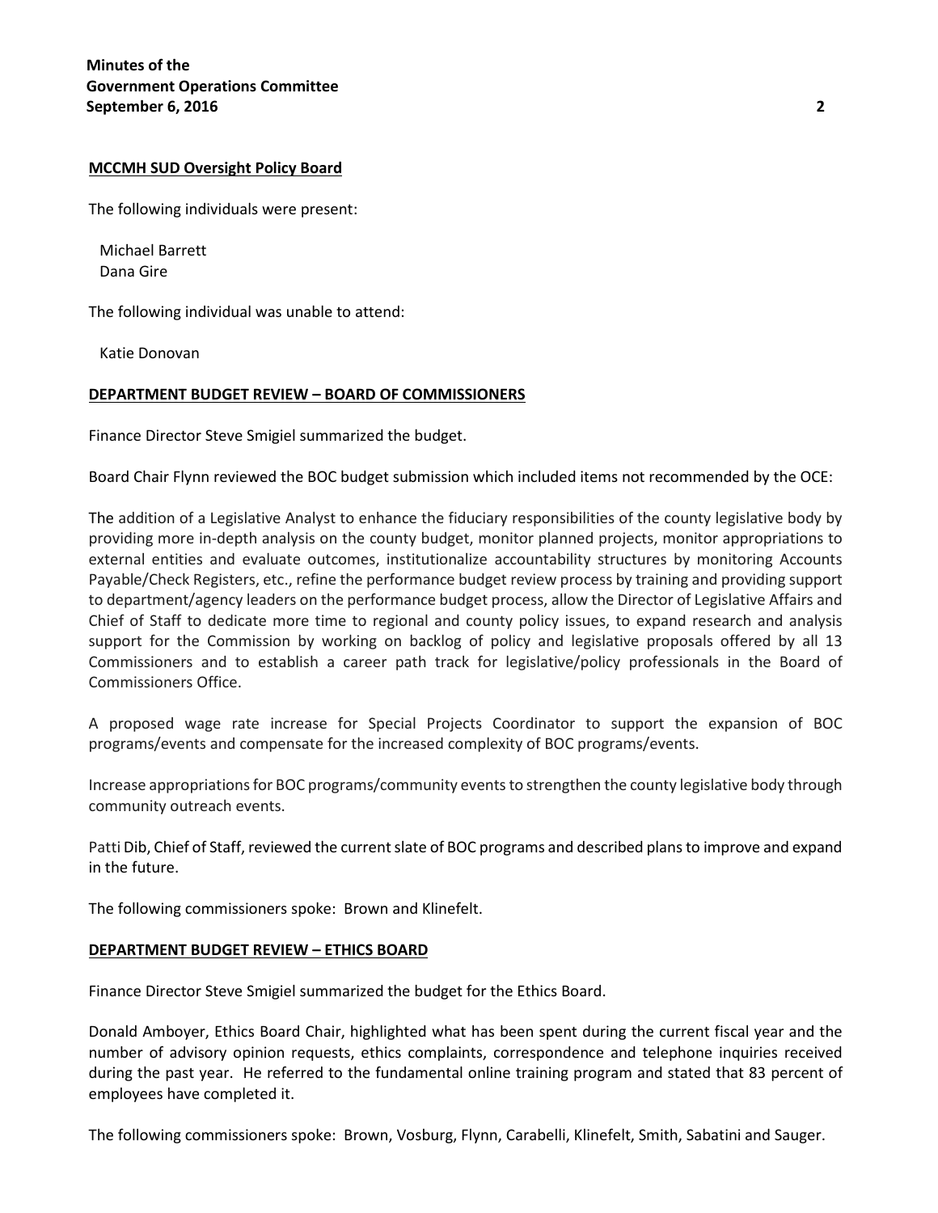**MCCMH SUD Oversight Policy Board**

The following individuals were present:

Michael Barrett
Dana Gire

The following individual was unable to attend:

Katie Donovan

**DEPARTMENT BUDGET REVIEW – BOARD OF COMMISSIONERS**

Finance Director Steve Smigiel summarized the budget.

Board Chair Flynn reviewed the BOC budget submission which included items not recommended by the OCE:

The addition of a Legislative Analyst to enhance the fiduciary responsibilities of the county legislative body by providing more in-depth analysis on the county budget, monitor planned projects, monitor appropriations to external entities and evaluate outcomes, institutionalize accountability structures by monitoring Accounts Payable/Check Registers, etc., refine the performance budget review process by training and providing support to department/agency leaders on the performance budget process, allow the Director of Legislative Affairs and Chief of Staff to dedicate more time to regional and county policy issues, to expand research and analysis support for the Commission by working on backlog of policy and legislative proposals offered by all 13 Commissioners and to establish a career path track for legislative/policy professionals in the Board of Commissioners Office.

A proposed wage rate increase for Special Projects Coordinator to support the expansion of BOC programs/events and compensate for the increased complexity of BOC programs/events.

Increase appropriations for BOC programs/community events to strengthen the county legislative body through community outreach events.

Patti Dib, Chief of Staff, reviewed the current slate of BOC programs and described plans to improve and expand in the future.

The following commissioners spoke: Brown and Klinefelt.

**DEPARTMENT BUDGET REVIEW – ETHICS BOARD**

Finance Director Steve Smigiel summarized the budget for the Ethics Board.

Donald Amboyer, Ethics Board Chair, highlighted what has been spent during the current fiscal year and the number of advisory opinion requests, ethics complaints, correspondence and telephone inquiries received during the past year. He referred to the fundamental online training program and stated that 83 percent of employees have completed it.

The following commissioners spoke: Brown, Vosburg, Flynn, Carabelli, Klinefelt, Smith, Sabatini and Sauger.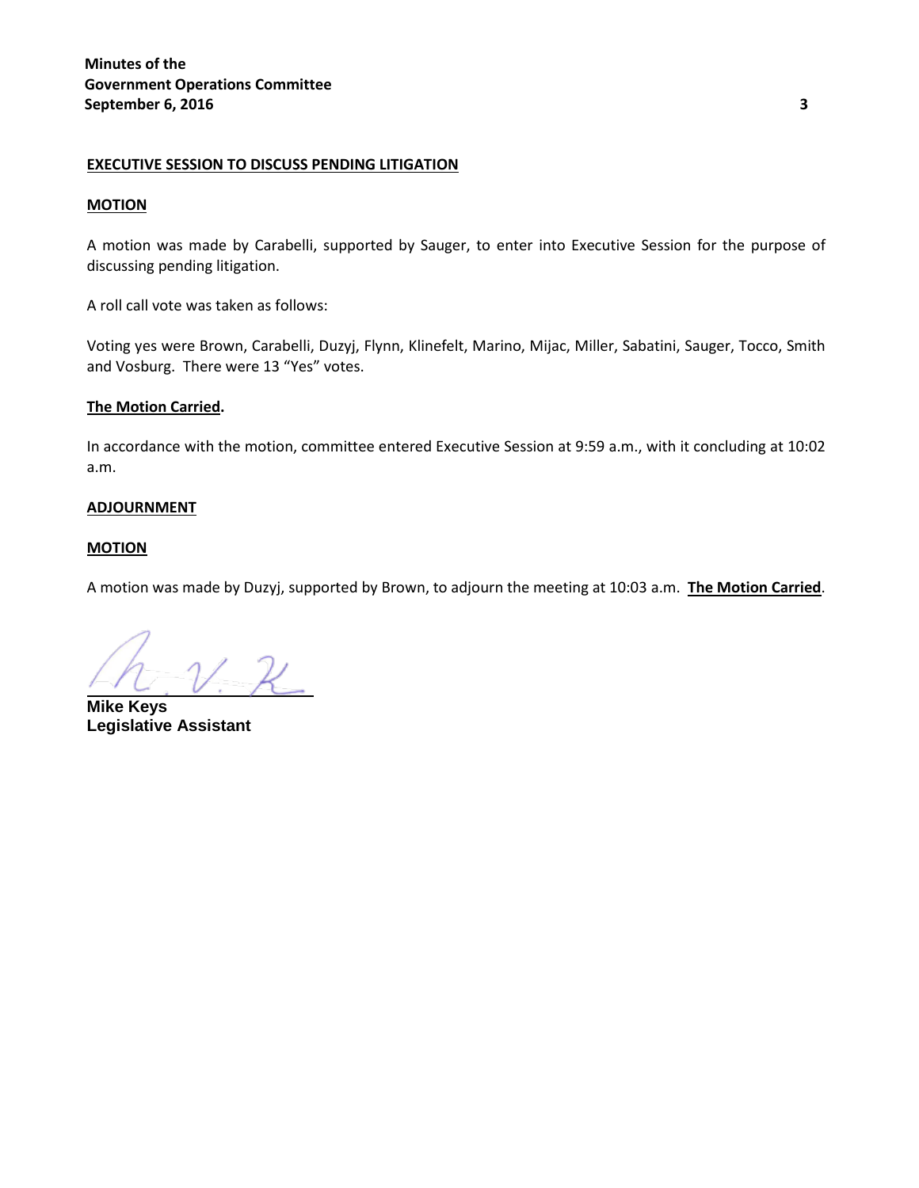**EXECUTIVE SESSION TO DISCUSS PENDING LITIGATION**

**MOTION**

A motion was made by Carabelli, supported by Sauger, to enter into Executive Session for the purpose of discussing pending litigation.

A roll call vote was taken as follows:

Voting yes were Brown, Carabelli, Duzyj, Flynn, Klinefelt, Marino, Mijac, Miller, Sabatini, Sauger, Tocco, Smith and Vosburg. There were 13 "Yes" votes.

**The Motion Carried.**

In accordance with the motion, committee entered Executive Session at 9:59 a.m., with it concluding at 10:02 a.m.

**ADJOURNMENT**

**MOTION**

A motion was made by Duzyj, supported by Brown, to adjourn the meeting at 10:03 a.m. **The Motion Carried**.

**Mike Keys**
**Legislative Assistant**